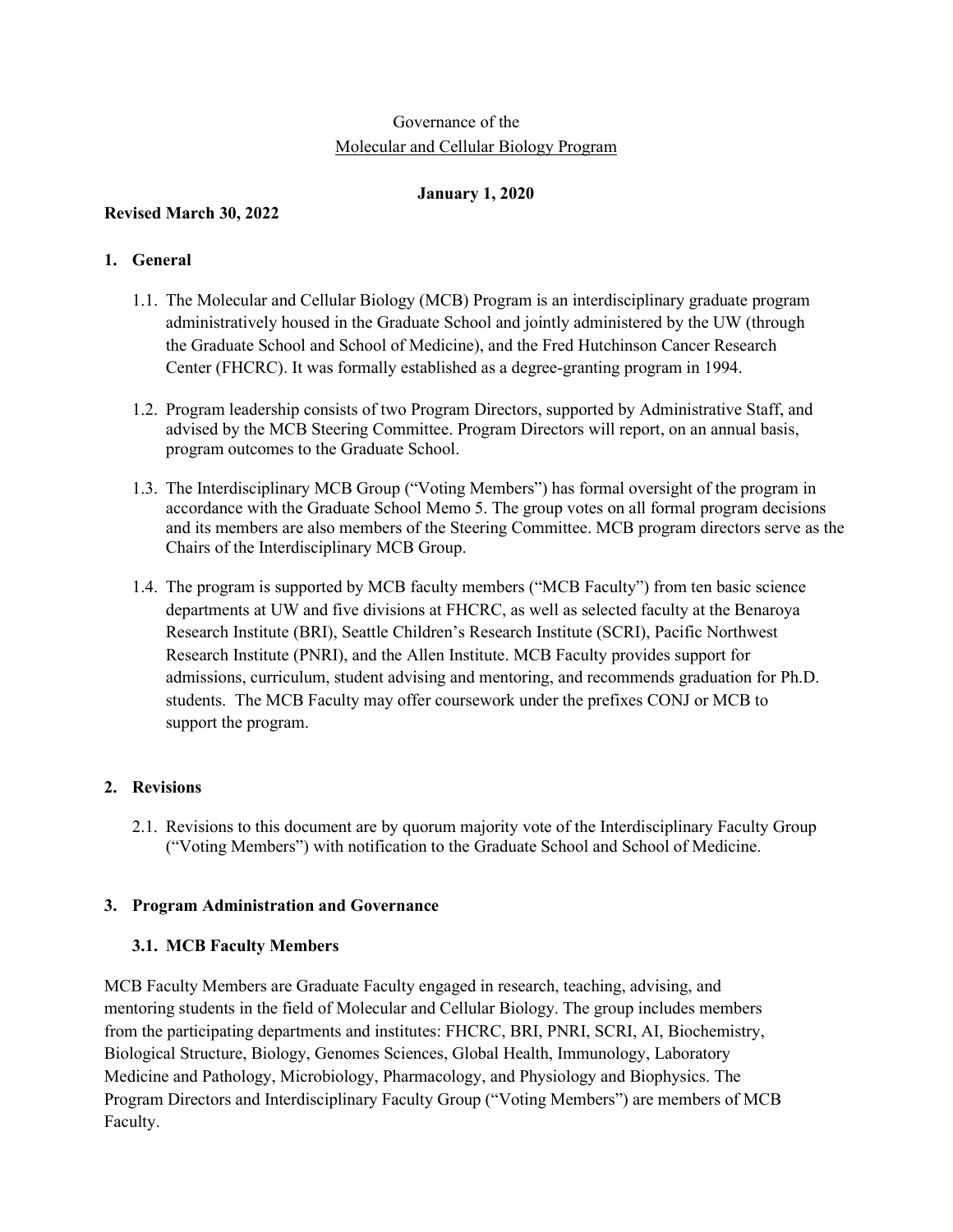Governance of the

Molecular and Cellular Biology Program

**January 1, 2020**

**Revised March 30, 2022**

## 1. General

1.1. The Molecular and Cellular Biology (MCB) Program is an interdisciplinary graduate program administratively housed in the Graduate School and jointly administered by the UW (through the Graduate School and School of Medicine), and the Fred Hutchinson Cancer Research Center (FHCRC). It was formally established as a degree-granting program in 1994.

1.2. Program leadership consists of two Program Directors, supported by Administrative Staff, and advised by the MCB Steering Committee. Program Directors will report, on an annual basis, program outcomes to the Graduate School.

1.3. The Interdisciplinary MCB Group ("Voting Members") has formal oversight of the program in accordance with the Graduate School Memo 5. The group votes on all formal program decisions and its members are also members of the Steering Committee. MCB program directors serve as the Chairs of the Interdisciplinary MCB Group.

1.4. The program is supported by MCB faculty members ("MCB Faculty") from ten basic science departments at UW and five divisions at FHCRC, as well as selected faculty at the Benaroya Research Institute (BRI), Seattle Children's Research Institute (SCRI), Pacific Northwest Research Institute (PNRI), and the Allen Institute. MCB Faculty provides support for admissions, curriculum, student advising and mentoring, and recommends graduation for Ph.D. students. The MCB Faculty may offer coursework under the prefixes CONJ or MCB to support the program.

## 2. Revisions

2.1. Revisions to this document are by quorum majority vote of the Interdisciplinary Faculty Group ("Voting Members") with notification to the Graduate School and School of Medicine.

## 3. Program Administration and Governance

### 3.1. MCB Faculty Members

MCB Faculty Members are Graduate Faculty engaged in research, teaching, advising, and mentoring students in the field of Molecular and Cellular Biology. The group includes members from the participating departments and institutes: FHCRC, BRI, PNRI, SCRI, AI, Biochemistry, Biological Structure, Biology, Genomes Sciences, Global Health, Immunology, Laboratory Medicine and Pathology, Microbiology, Pharmacology, and Physiology and Biophysics. The Program Directors and Interdisciplinary Faculty Group ("Voting Members") are members of MCB Faculty.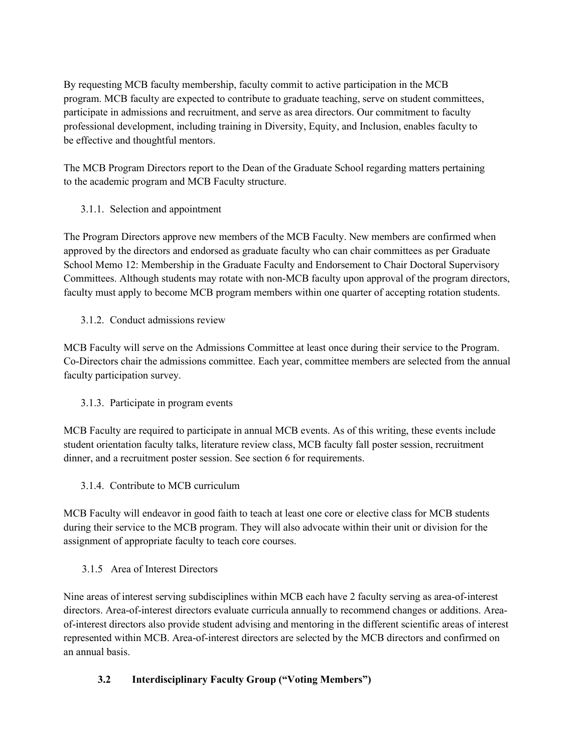By requesting MCB faculty membership, faculty commit to active participation in the MCB program. MCB faculty are expected to contribute to graduate teaching, serve on student committees, participate in admissions and recruitment, and serve as area directors. Our commitment to faculty professional development, including training in Diversity, Equity, and Inclusion, enables faculty to be effective and thoughtful mentors.

The MCB Program Directors report to the Dean of the Graduate School regarding matters pertaining to the academic program and MCB Faculty structure.

#### 3.1.1. Selection and appointment

The Program Directors approve new members of the MCB Faculty. New members are confirmed when approved by the directors and endorsed as graduate faculty who can chair committees as per Graduate School Memo 12: Membership in the Graduate Faculty and Endorsement to Chair Doctoral Supervisory Committees. Although students may rotate with non-MCB faculty upon approval of the program directors, faculty must apply to become MCB program members within one quarter of accepting rotation students.

#### 3.1.2. Conduct admissions review

MCB Faculty will serve on the Admissions Committee at least once during their service to the Program. Co-Directors chair the admissions committee. Each year, committee members are selected from the annual faculty participation survey.

#### 3.1.3. Participate in program events

MCB Faculty are required to participate in annual MCB events. As of this writing, these events include student orientation faculty talks, literature review class, MCB faculty fall poster session, recruitment dinner, and a recruitment poster session. See section 6 for requirements.

#### 3.1.4. Contribute to MCB curriculum

MCB Faculty will endeavor in good faith to teach at least one core or elective class for MCB students during their service to the MCB program. They will also advocate within their unit or division for the assignment of appropriate faculty to teach core courses.

#### 3.1.5 Area of Interest Directors

Nine areas of interest serving subdisciplines within MCB each have 2 faculty serving as area-of-interest directors. Area-of-interest directors evaluate curricula annually to recommend changes or additions. Area-of-interest directors also provide student advising and mentoring in the different scientific areas of interest represented within MCB. Area-of-interest directors are selected by the MCB directors and confirmed on an annual basis.

### 3.2 Interdisciplinary Faculty Group ("Voting Members")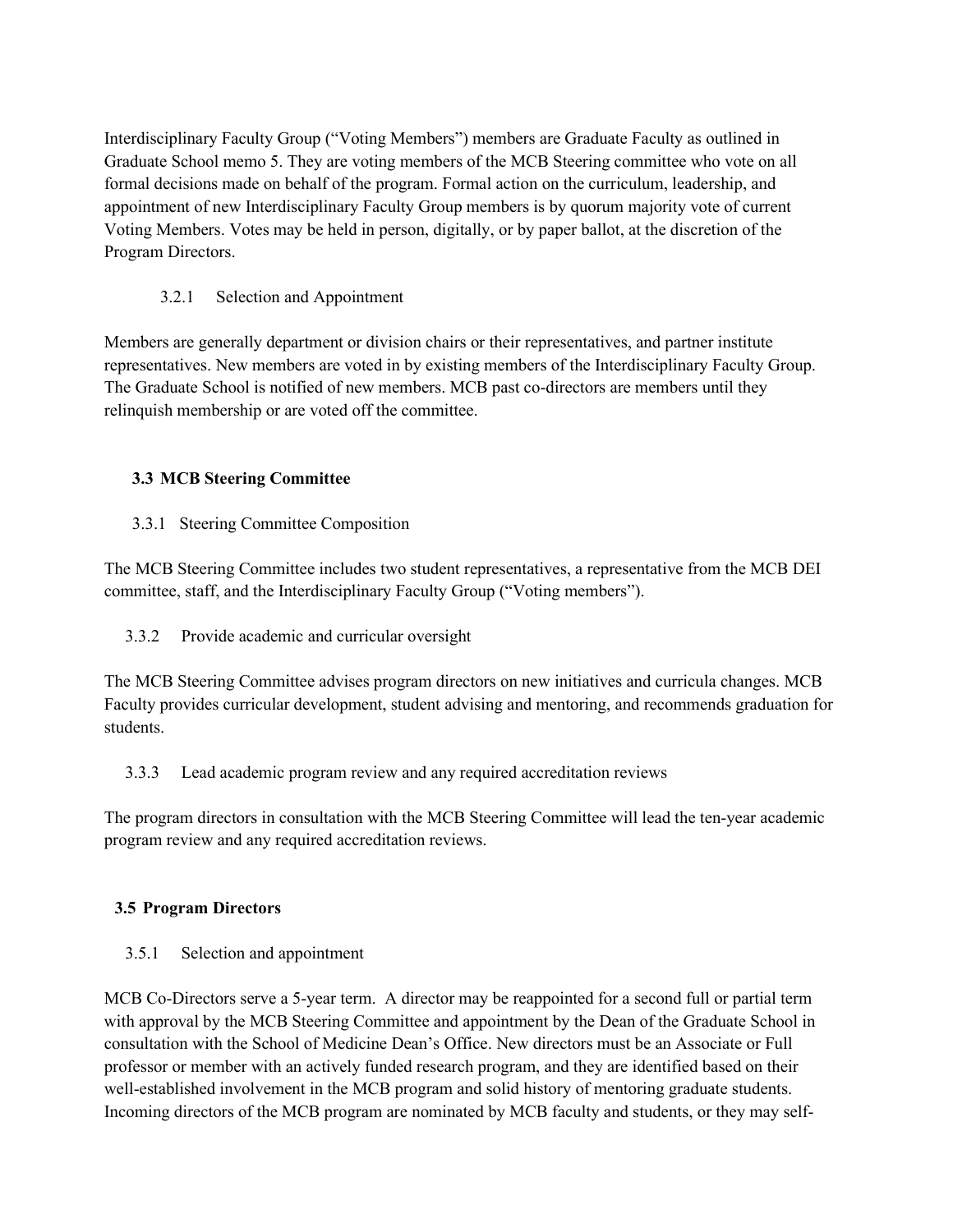Interdisciplinary Faculty Group ("Voting Members") members are Graduate Faculty as outlined in Graduate School memo 5. They are voting members of the MCB Steering committee who vote on all formal decisions made on behalf of the program. Formal action on the curriculum, leadership, and appointment of new Interdisciplinary Faculty Group members is by quorum majority vote of current Voting Members. Votes may be held in person, digitally, or by paper ballot, at the discretion of the Program Directors.

#### 3.2.1 Selection and Appointment

Members are generally department or division chairs or their representatives, and partner institute representatives. New members are voted in by existing members of the Interdisciplinary Faculty Group. The Graduate School is notified of new members. MCB past co-directors are members until they relinquish membership or are voted off the committee.

### 3.3 MCB Steering Committee

#### 3.3.1 Steering Committee Composition

The MCB Steering Committee includes two student representatives, a representative from the MCB DEI committee, staff, and the Interdisciplinary Faculty Group ("Voting members").

#### 3.3.2 Provide academic and curricular oversight

The MCB Steering Committee advises program directors on new initiatives and curricula changes. MCB Faculty provides curricular development, student advising and mentoring, and recommends graduation for students.

#### 3.3.3 Lead academic program review and any required accreditation reviews

The program directors in consultation with the MCB Steering Committee will lead the ten-year academic program review and any required accreditation reviews.

### 3.5 Program Directors

#### 3.5.1 Selection and appointment

MCB Co-Directors serve a 5-year term. A director may be reappointed for a second full or partial term with approval by the MCB Steering Committee and appointment by the Dean of the Graduate School in consultation with the School of Medicine Dean's Office. New directors must be an Associate or Full professor or member with an actively funded research program, and they are identified based on their well-established involvement in the MCB program and solid history of mentoring graduate students. Incoming directors of the MCB program are nominated by MCB faculty and students, or they may self-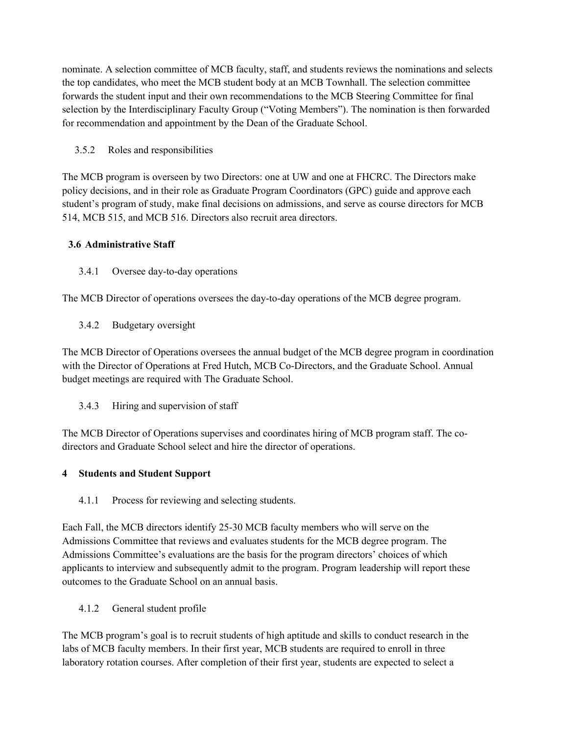nominate. A selection committee of MCB faculty, staff, and students reviews the nominations and selects the top candidates, who meet the MCB student body at an MCB Townhall. The selection committee forwards the student input and their own recommendations to the MCB Steering Committee for final selection by the Interdisciplinary Faculty Group ("Voting Members"). The nomination is then forwarded for recommendation and appointment by the Dean of the Graduate School.

#### 3.5.2 Roles and responsibilities

The MCB program is overseen by two Directors: one at UW and one at FHCRC. The Directors make policy decisions, and in their role as Graduate Program Coordinators (GPC) guide and approve each student's program of study, make final decisions on admissions, and serve as course directors for MCB 514, MCB 515, and MCB 516. Directors also recruit area directors.

### 3.6 Administrative Staff

#### 3.4.1 Oversee day-to-day operations

The MCB Director of operations oversees the day-to-day operations of the MCB degree program.

#### 3.4.2 Budgetary oversight

The MCB Director of Operations oversees the annual budget of the MCB degree program in coordination with the Director of Operations at Fred Hutch, MCB Co-Directors, and the Graduate School. Annual budget meetings are required with The Graduate School.

#### 3.4.3 Hiring and supervision of staff

The MCB Director of Operations supervises and coordinates hiring of MCB program staff. The co-directors and Graduate School select and hire the director of operations.

## 4 Students and Student Support

#### 4.1.1 Process for reviewing and selecting students.

Each Fall, the MCB directors identify 25-30 MCB faculty members who will serve on the Admissions Committee that reviews and evaluates students for the MCB degree program. The Admissions Committee's evaluations are the basis for the program directors' choices of which applicants to interview and subsequently admit to the program. Program leadership will report these outcomes to the Graduate School on an annual basis.

#### 4.1.2 General student profile

The MCB program's goal is to recruit students of high aptitude and skills to conduct research in the labs of MCB faculty members. In their first year, MCB students are required to enroll in three laboratory rotation courses. After completion of their first year, students are expected to select a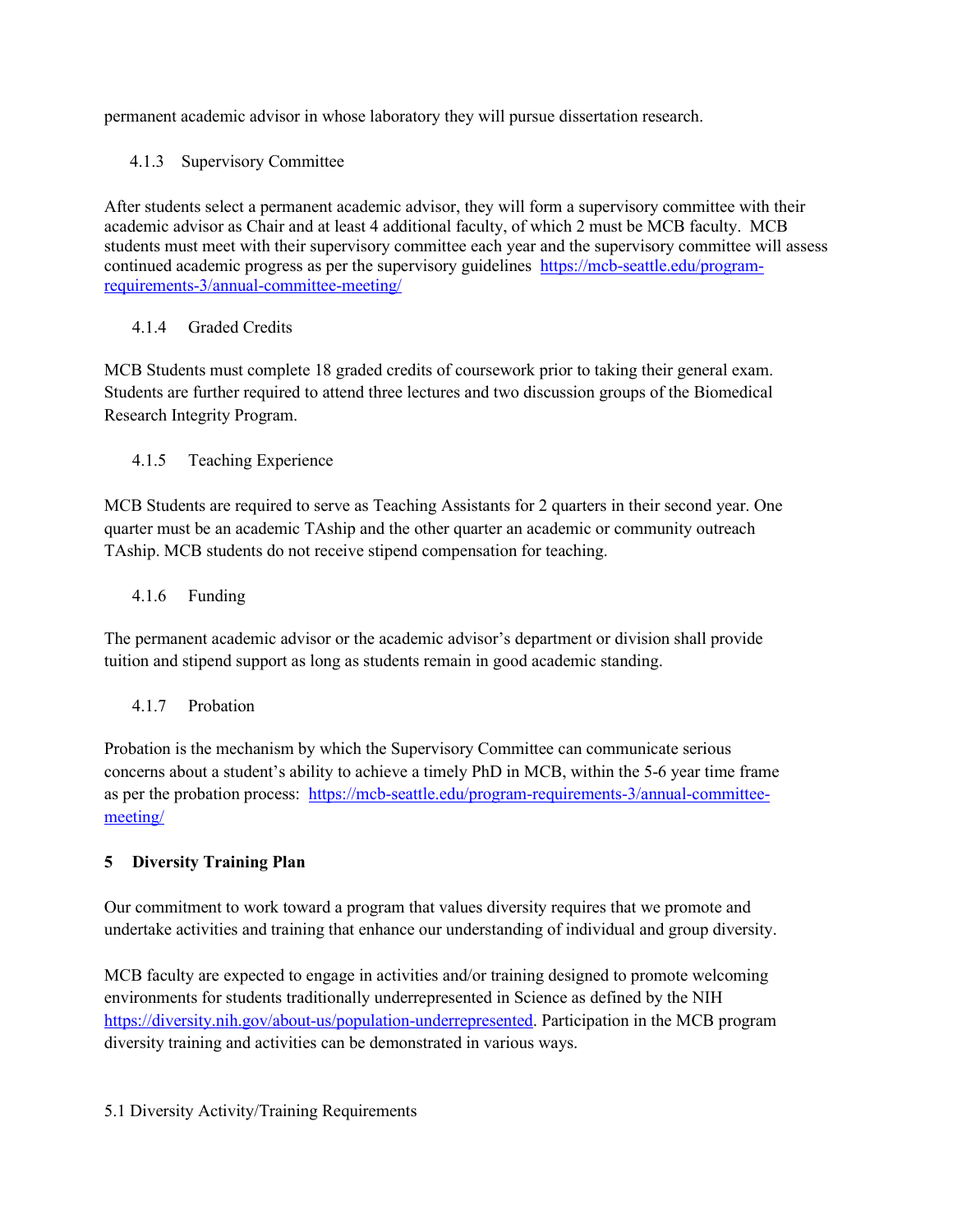permanent academic advisor in whose laboratory they will pursue dissertation research.

#### 4.1.3 Supervisory Committee

After students select a permanent academic advisor, they will form a supervisory committee with their academic advisor as Chair and at least 4 additional faculty, of which 2 must be MCB faculty. MCB students must meet with their supervisory committee each year and the supervisory committee will assess continued academic progress as per the supervisory guidelines [https://mcb-seattle.edu/program-requirements-3/annual-committee-meeting/](https://mcb-seattle.edu/program-requirements-3/annual-committee-meeting/)

#### 4.1.4 Graded Credits

MCB Students must complete 18 graded credits of coursework prior to taking their general exam. Students are further required to attend three lectures and two discussion groups of the Biomedical Research Integrity Program.

#### 4.1.5 Teaching Experience

MCB Students are required to serve as Teaching Assistants for 2 quarters in their second year. One quarter must be an academic TAship and the other quarter an academic or community outreach TAship. MCB students do not receive stipend compensation for teaching.

#### 4.1.6 Funding

The permanent academic advisor or the academic advisor's department or division shall provide tuition and stipend support as long as students remain in good academic standing.

#### 4.1.7 Probation

Probation is the mechanism by which the Supervisory Committee can communicate serious concerns about a student's ability to achieve a timely PhD in MCB, within the 5-6 year time frame as per the probation process: [https://mcb-seattle.edu/program-requirements-3/annual-committee-meeting/](https://mcb-seattle.edu/program-requirements-3/annual-committee-meeting/)

## 5 Diversity Training Plan

Our commitment to work toward a program that values diversity requires that we promote and undertake activities and training that enhance our understanding of individual and group diversity.

MCB faculty are expected to engage in activities and/or training designed to promote welcoming environments for students traditionally underrepresented in Science as defined by the NIH [https://diversity.nih.gov/about-us/population-underrepresented](https://diversity.nih.gov/about-us/population-underrepresented). Participation in the MCB program diversity training and activities can be demonstrated in various ways.

### 5.1 Diversity Activity/Training Requirements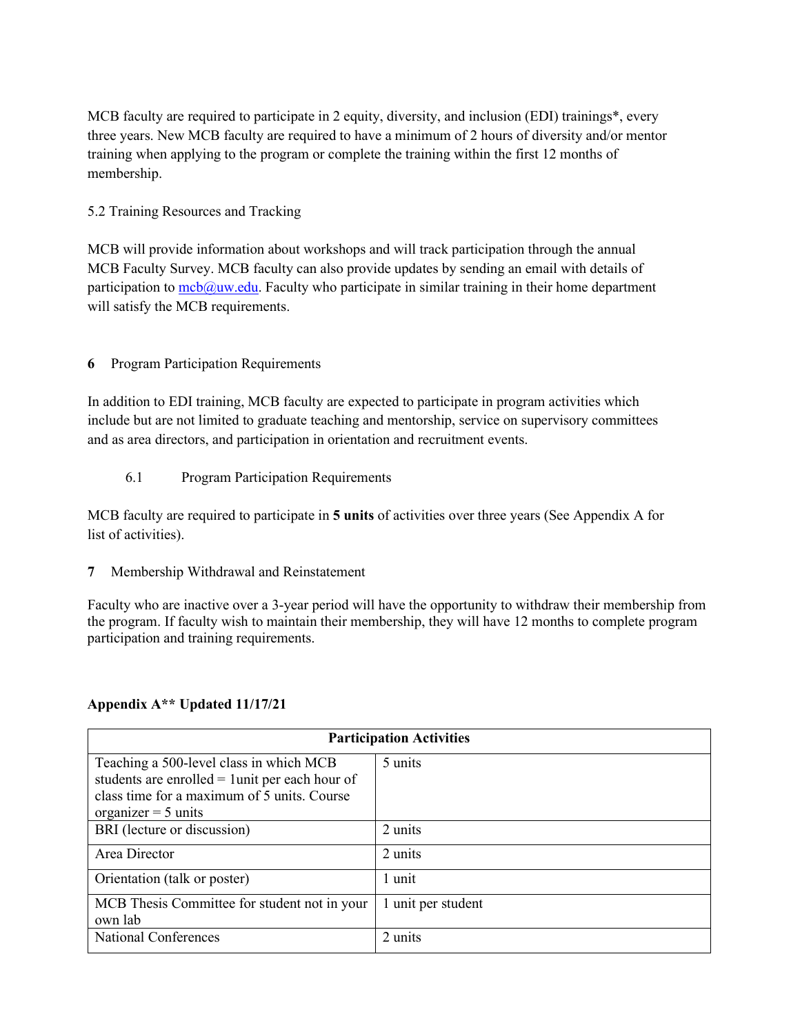MCB faculty are required to participate in 2 equity, diversity, and inclusion (EDI) trainings*, every three years. New MCB faculty are required to have a minimum of 2 hours of diversity and/or mentor training when applying to the program or complete the training within the first 12 months of membership.

5.2 Training Resources and Tracking

MCB will provide information about workshops and will track participation through the annual MCB Faculty Survey. MCB faculty can also provide updates by sending an email with details of participation to mcb@uw.edu. Faculty who participate in similar training in their home department will satisfy the MCB requirements.

## 6 Program Participation Requirements

In addition to EDI training, MCB faculty are expected to participate in program activities which include but are not limited to graduate teaching and mentorship, service on supervisory committees and as area directors, and participation in orientation and recruitment events.

### 6.1 Program Participation Requirements

MCB faculty are required to participate in **5 units** of activities over three years (See Appendix A for list of activities).

## 7 Membership Withdrawal and Reinstatement

Faculty who are inactive over a 3-year period will have the opportunity to withdraw their membership from the program. If faculty wish to maintain their membership, they will have 12 months to complete program participation and training requirements.

**Appendix A** Updated 11/17/21**

| Participation Activities | |
|---|---|
| Teaching a 500-level class in which MCB students are enrolled = 1unit per each hour of class time for a maximum of 5 units. Course organizer = 5 units | 5 units |
| BRI (lecture or discussion) | 2 units |
| Area Director | 2 units |
| Orientation (talk or poster) | 1 unit |
| MCB Thesis Committee for student not in your own lab | 1 unit per student |
| National Conferences | 2 units |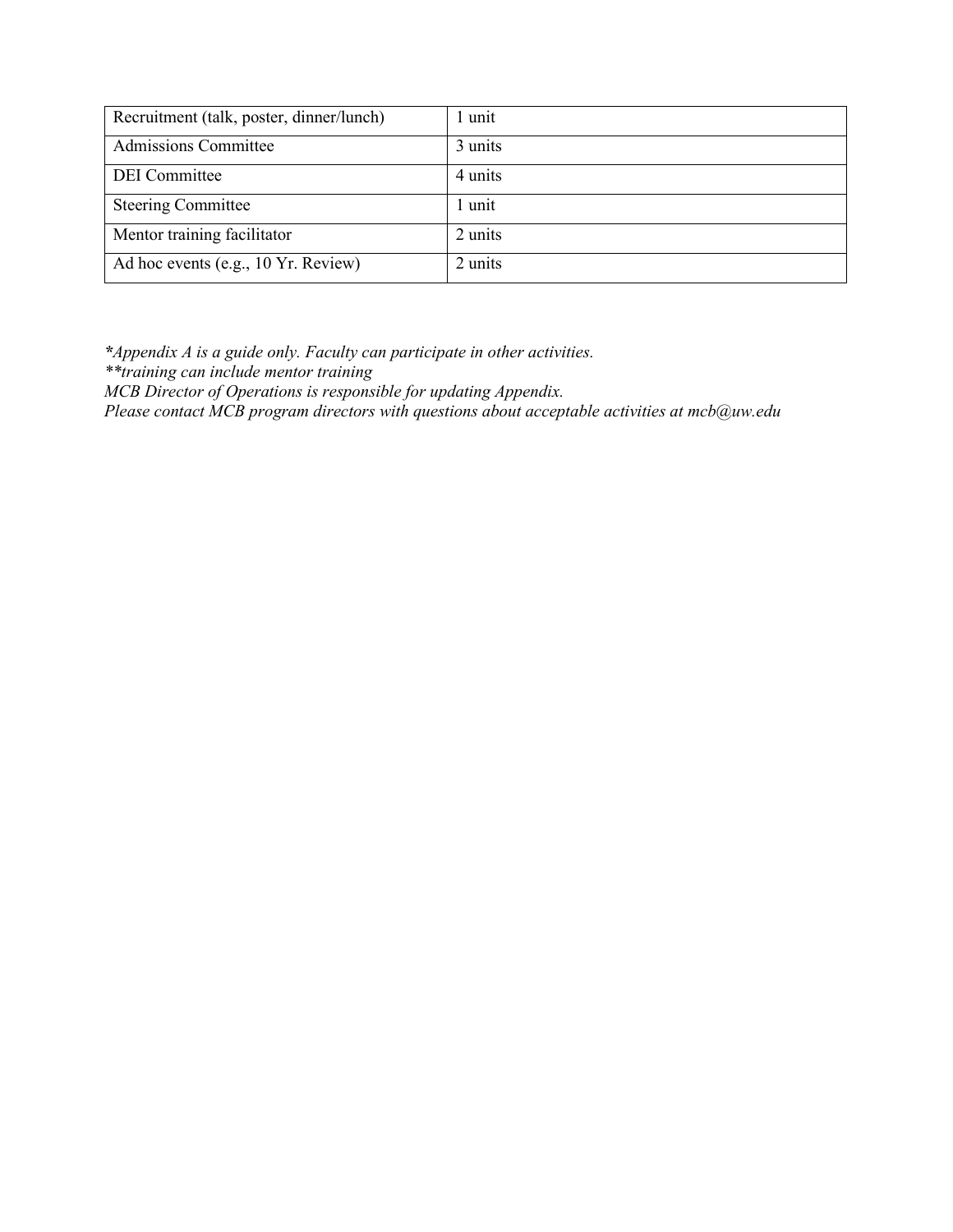| | |
|---|---|
| Recruitment (talk, poster, dinner/lunch) | 1 unit |
| Admissions Committee | 3 units |
| DEI Committee | 4 units |
| Steering Committee | 1 unit |
| Mentor training facilitator | 2 units |
| Ad hoc events (e.g., 10 Yr. Review) | 2 units |

***Appendix A is a guide only. Faculty can participate in other activities.***
*\*\*training can include mentor training*
*MCB Director of Operations is responsible for updating Appendix.*
*Please contact MCB program directors with questions about acceptable activities at mcb@uw.edu*